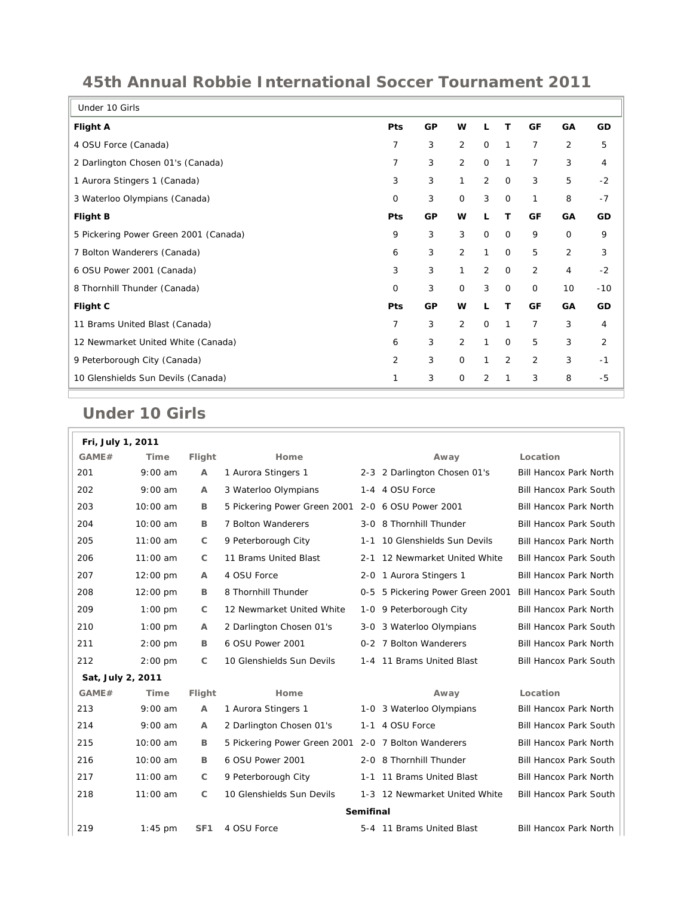# 45th Annual Robbie International Soccer Tournament 2011

| Under 10 Girls | | | | | | | | |
|---|---|---|---|---|---|---|---|---|
| **Flight A** | **Pts** | **GP** | **W** | **L** | **T** | **GF** | **GA** | **GD** |
| 4 OSU Force (Canada) | 7 | 3 | 2 | 0 | 1 | 7 | 2 | 5 |
| 2 Darlington Chosen 01's (Canada) | 7 | 3 | 2 | 0 | 1 | 7 | 3 | 4 |
| 1 Aurora Stingers 1 (Canada) | 3 | 3 | 1 | 2 | 0 | 3 | 5 | -2 |
| 3 Waterloo Olympians (Canada) | 0 | 3 | 0 | 3 | 0 | 1 | 8 | -7 |
| **Flight B** | **Pts** | **GP** | **W** | **L** | **T** | **GF** | **GA** | **GD** |
| 5 Pickering Power Green 2001 (Canada) | 9 | 3 | 3 | 0 | 0 | 9 | 0 | 9 |
| 7 Bolton Wanderers (Canada) | 6 | 3 | 2 | 1 | 0 | 5 | 2 | 3 |
| 6 OSU Power 2001 (Canada) | 3 | 3 | 1 | 2 | 0 | 2 | 4 | -2 |
| 8 Thornhill Thunder (Canada) | 0 | 3 | 0 | 3 | 0 | 0 | 10 | -10 |
| **Flight C** | **Pts** | **GP** | **W** | **L** | **T** | **GF** | **GA** | **GD** |
| 11 Brams United Blast (Canada) | 7 | 3 | 2 | 0 | 1 | 7 | 3 | 4 |
| 12 Newmarket United White (Canada) | 6 | 3 | 2 | 1 | 0 | 5 | 3 | 2 |
| 9 Peterborough City (Canada) | 2 | 3 | 0 | 1 | 2 | 2 | 3 | -1 |
| 10 Glenshields Sun Devils (Canada) | 1 | 3 | 0 | 2 | 1 | 3 | 8 | -5 |

## Under 10 Girls

| GAME# | Time | Flight | Home | Score | Away | Location |
|---|---|---|---|---|---|---|
| **Fri, July 1, 2011** | | | | | | |
| 201 | 9:00 am | A | 1 Aurora Stingers 1 | 2-3 | 2 Darlington Chosen 01's | Bill Hancox Park North |
| 202 | 9:00 am | A | 3 Waterloo Olympians | 1-4 | 4 OSU Force | Bill Hancox Park South |
| 203 | 10:00 am | B | 5 Pickering Power Green 2001 | 2-0 | 6 OSU Power 2001 | Bill Hancox Park North |
| 204 | 10:00 am | B | 7 Bolton Wanderers | 3-0 | 8 Thornhill Thunder | Bill Hancox Park South |
| 205 | 11:00 am | C | 9 Peterborough City | 1-1 | 10 Glenshields Sun Devils | Bill Hancox Park North |
| 206 | 11:00 am | C | 11 Brams United Blast | 2-1 | 12 Newmarket United White | Bill Hancox Park South |
| 207 | 12:00 pm | A | 4 OSU Force | 2-0 | 1 Aurora Stingers 1 | Bill Hancox Park North |
| 208 | 12:00 pm | B | 8 Thornhill Thunder | 0-5 | 5 Pickering Power Green 2001 | Bill Hancox Park South |
| 209 | 1:00 pm | C | 12 Newmarket United White | 1-0 | 9 Peterborough City | Bill Hancox Park North |
| 210 | 1:00 pm | A | 2 Darlington Chosen 01's | 3-0 | 3 Waterloo Olympians | Bill Hancox Park South |
| 211 | 2:00 pm | B | 6 OSU Power 2001 | 0-2 | 7 Bolton Wanderers | Bill Hancox Park North |
| 212 | 2:00 pm | C | 10 Glenshields Sun Devils | 1-4 | 11 Brams United Blast | Bill Hancox Park South |
| **Sat, July 2, 2011** | | | | | | |
| 213 | 9:00 am | A | 1 Aurora Stingers 1 | 1-0 | 3 Waterloo Olympians | Bill Hancox Park North |
| 214 | 9:00 am | A | 2 Darlington Chosen 01's | 1-1 | 4 OSU Force | Bill Hancox Park South |
| 215 | 10:00 am | B | 5 Pickering Power Green 2001 | 2-0 | 7 Bolton Wanderers | Bill Hancox Park North |
| 216 | 10:00 am | B | 6 OSU Power 2001 | 2-0 | 8 Thornhill Thunder | Bill Hancox Park South |
| 217 | 11:00 am | C | 9 Peterborough City | 1-1 | 11 Brams United Blast | Bill Hancox Park North |
| 218 | 11:00 am | C | 10 Glenshields Sun Devils | 1-3 | 12 Newmarket United White | Bill Hancox Park South |
| **Semifinal** | | | | | | |
| 219 | 1:45 pm | SF1 | 4 OSU Force | 5-4 | 11 Brams United Blast | Bill Hancox Park North |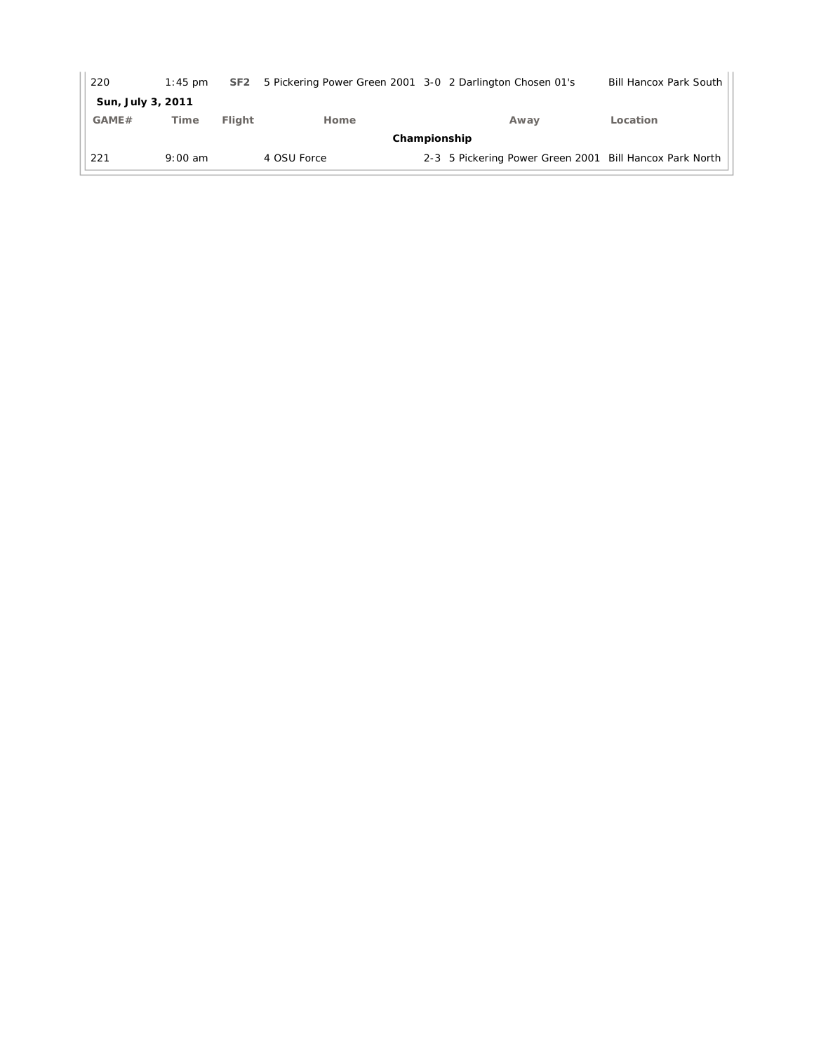| | | | | | | |
|---|---|---|---|---|---|---|
| 220 | 1:45 pm | **SF2** | 5 Pickering Power Green 2001 | 3-0 | 2 Darlington Chosen 01's | Bill Hancox Park South |
| **Sun, July 3, 2011** | | | | | | |
| **GAME#** | **Time** | **Flight** | **Home** | | **Away** | **Location** |
| | | | | **Championship** | | |
| 221 | 9:00 am | | 4 OSU Force | 2-3 | 5 Pickering Power Green 2001 | Bill Hancox Park North |